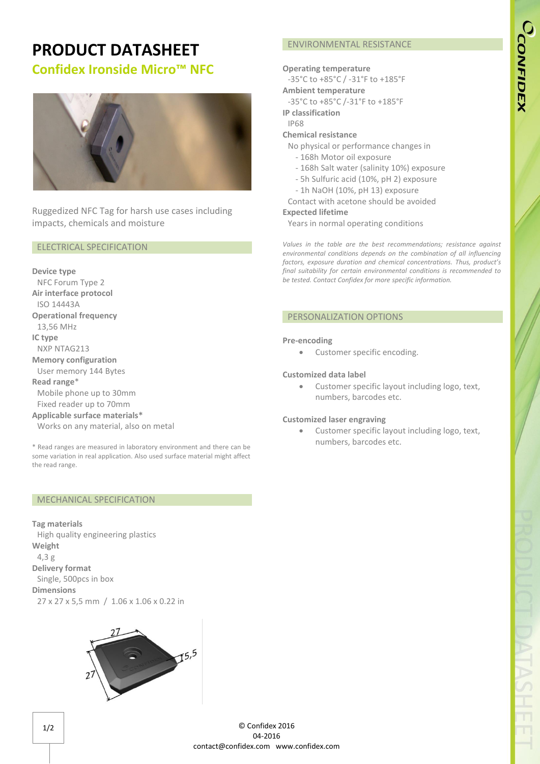# PRODUCT DATASHEET

## Confidex Ironside Micro™ NFC

Ruggedized NFC Tag for harsh use cases including impacts, chemicals and moisture

### ELECTRICAL SPECIFICATION

**Device type**
NFC Forum Type 2

**Air interface protocol**
ISO 14443A

**Operational frequency**
13,56 MHz

**IC type**
NXP NTAG213

**Memory configuration**
User memory 144 Bytes

**Read range***
Mobile phone up to 30mm
Fixed reader up to 70mm

**Applicable surface materials***
Works on any material, also on metal

* Read ranges are measured in laboratory environment and there can be some variation in real application. Also used surface material might affect the read range.

### MECHANICAL SPECIFICATION

**Tag materials**
High quality engineering plastics

**Weight**
4,3 g

**Delivery format**
Single, 500pcs in box

**Dimensions**
27 x 27 x 5,5 mm / 1.06 x 1.06 x 0.22 in

### ENVIRONMENTAL RESISTANCE

**Operating temperature**
-35°C to +85°C / -31°F to +185°F

**Ambient temperature**
-35°C to +85°C /-31°F to +185°F

**IP classification**
IP68

**Chemical resistance**
No physical or performance changes in
- 168h Motor oil exposure
- 168h Salt water (salinity 10%) exposure
- 5h Sulfuric acid (10%, pH 2) exposure
- 1h NaOH (10%, pH 13) exposure

Contact with acetone should be avoided

**Expected lifetime**
Years in normal operating conditions

*Values in the table are the best recommendations; resistance against environmental conditions depends on the combination of all influencing factors, exposure duration and chemical concentrations. Thus, product's final suitability for certain environmental conditions is recommended to be tested. Contact Confidex for more specific information.*

### PERSONALIZATION OPTIONS

**Pre-encoding**
- Customer specific encoding.

**Customized data label**
- Customer specific layout including logo, text, numbers, barcodes etc.

**Customized laser engraving**
- Customer specific layout including logo, text, numbers, barcodes etc.

© Confidex 2016
04-2016
contact@confidex.com www.confidex.com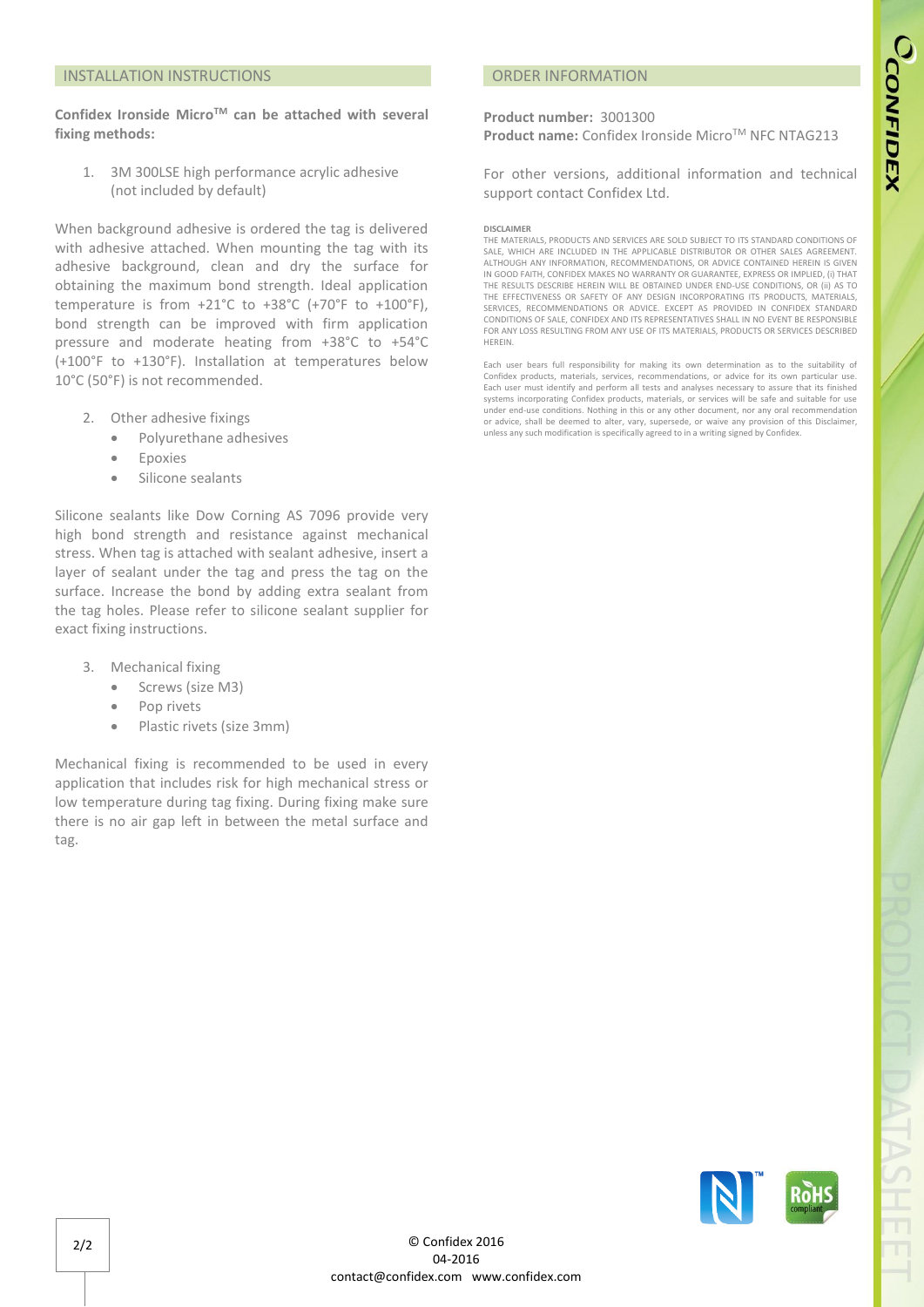## INSTALLATION INSTRUCTIONS

**Confidex Ironside Micro™ can be attached with several fixing methods:**

1. 3M 300LSE high performance acrylic adhesive (not included by default)

When background adhesive is ordered the tag is delivered with adhesive attached. When mounting the tag with its adhesive background, clean and dry the surface for obtaining the maximum bond strength. Ideal application temperature is from +21°C to +38°C (+70°F to +100°F), bond strength can be improved with firm application pressure and moderate heating from +38°C to +54°C (+100°F to +130°F). Installation at temperatures below 10°C (50°F) is not recommended.

2. Other adhesive fixings
   - Polyurethane adhesives
   - Epoxies
   - Silicone sealants

Silicone sealants like Dow Corning AS 7096 provide very high bond strength and resistance against mechanical stress. When tag is attached with sealant adhesive, insert a layer of sealant under the tag and press the tag on the surface. Increase the bond by adding extra sealant from the tag holes. Please refer to silicone sealant supplier for exact fixing instructions.

3. Mechanical fixing
   - Screws (size M3)
   - Pop rivets
   - Plastic rivets (size 3mm)

Mechanical fixing is recommended to be used in every application that includes risk for high mechanical stress or low temperature during tag fixing. During fixing make sure there is no air gap left in between the metal surface and tag.

## ORDER INFORMATION

**Product number:** 3001300
**Product name:** Confidex Ironside Micro™ NFC NTAG213

For other versions, additional information and technical support contact Confidex Ltd.

**DISCLAIMER**

THE MATERIALS, PRODUCTS AND SERVICES ARE SOLD SUBJECT TO ITS STANDARD CONDITIONS OF SALE, WHICH ARE INCLUDED IN THE APPLICABLE DISTRIBUTOR OR OTHER SALES AGREEMENT. ALTHOUGH ANY INFORMATION, RECOMMENDATIONS, OR ADVICE CONTAINED HEREIN IS GIVEN IN GOOD FAITH, CONFIDEX MAKES NO WARRANTY OR GUARANTEE, EXPRESS OR IMPLIED, (i) THAT THE RESULTS DESCRIBE HEREIN WILL BE OBTAINED UNDER END-USE CONDITIONS, OR (ii) AS TO THE EFFECTIVENESS OR SAFETY OF ANY DESIGN INCORPORATING ITS PRODUCTS, MATERIALS, SERVICES, RECOMMENDATIONS OR ADVICE. EXCEPT AS PROVIDED IN CONFIDEX STANDARD CONDITIONS OF SALE, CONFIDEX AND ITS REPRESENTATIVES SHALL IN NO EVENT BE RESPONSIBLE FOR ANY LOSS RESULTING FROM ANY USE OF ITS MATERIALS, PRODUCTS OR SERVICES DESCRIBED HEREIN.

Each user bears full responsibility for making its own determination as to the suitability of Confidex products, materials, services, recommendations, or advice for its own particular use. Each user must identify and perform all tests and analyses necessary to assure that its finished systems incorporating Confidex products, materials, or services will be safe and suitable for use under end-use conditions. Nothing in this or any other document, nor any oral recommendation or advice, shall be deemed to alter, vary, supersede, or waive any provision of this Disclaimer, unless any such modification is specifically agreed to in a writing signed by Confidex.

© Confidex 2016
04-2016
contact@confidex.com www.confidex.com